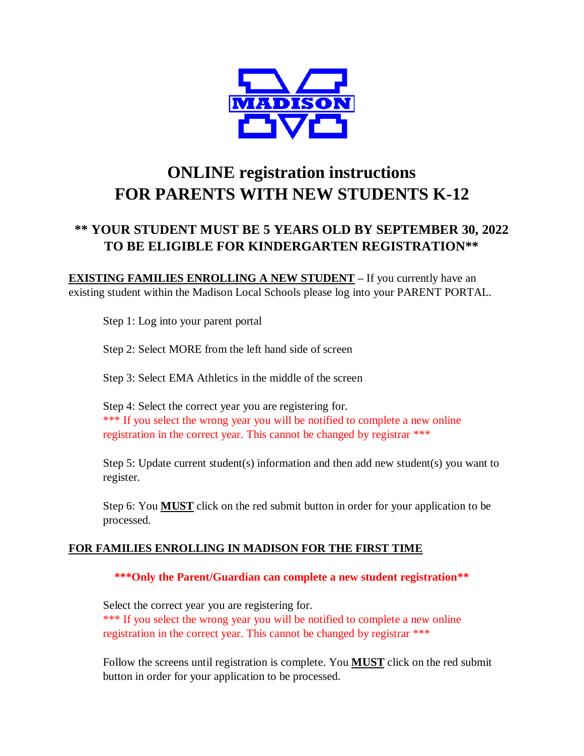MADISON

# ONLINE registration instructions FOR PARENTS WITH NEW STUDENTS K-12

## ** YOUR STUDENT MUST BE 5 YEARS OLD BY SEPTEMBER 30, 2022 TO BE ELIGIBLE FOR KINDERGARTEN REGISTRATION**

**EXISTING FAMILIES ENROLLING A NEW STUDENT –** If you currently have an existing student within the Madison Local Schools please log into your PARENT PORTAL.

Step 1: Log into your parent portal

Step 2: Select MORE from the left hand side of screen

Step 3: Select EMA Athletics in the middle of the screen

Step 4: Select the correct year you are registering for.
*** If you select the wrong year you will be notified to complete a new online registration in the correct year. This cannot be changed by registrar ***

Step 5: Update current student(s) information and then add new student(s) you want to register.

Step 6: You **MUST** click on the red submit button in order for your application to be processed.

**FOR FAMILIES ENROLLING IN MADISON FOR THE FIRST TIME**

**\*\*\*Only the Parent/Guardian can complete a new student registration\*\***

Select the correct year you are registering for.
*** If you select the wrong year you will be notified to complete a new online registration in the correct year. This cannot be changed by registrar ***

Follow the screens until registration is complete. You **MUST** click on the red submit button in order for your application to be processed.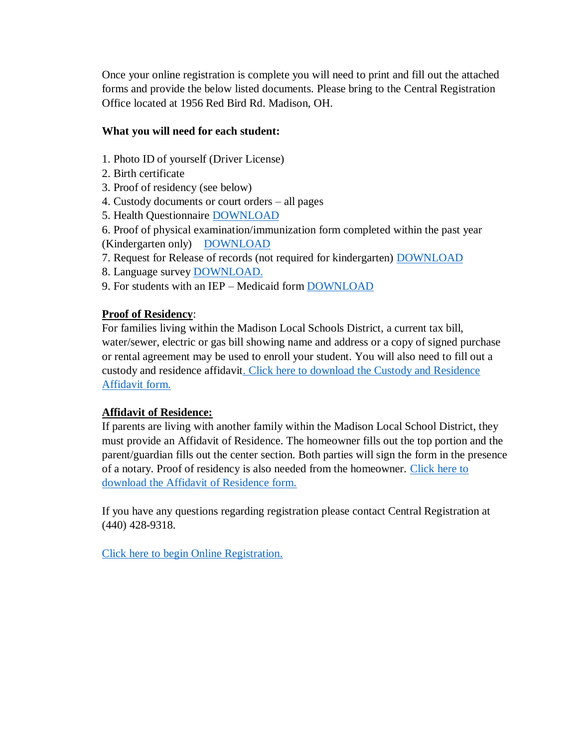Once your online registration is complete you will need to print and fill out the attached forms and provide the below listed documents. Please bring to the Central Registration Office located at 1956 Red Bird Rd. Madison, OH.

**What you will need for each student:**

1. Photo ID of yourself (Driver License)
2. Birth certificate
3. Proof of residency (see below)
4. Custody documents or court orders – all pages
5. Health Questionnaire DOWNLOAD
6. Proof of physical examination/immunization form completed within the past year (Kindergarten only) DOWNLOAD
7. Request for Release of records (not required for kindergarten) DOWNLOAD
8. Language survey DOWNLOAD.
9. For students with an IEP – Medicaid form DOWNLOAD

**Proof of Residency**:

For families living within the Madison Local Schools District, a current tax bill, water/sewer, electric or gas bill showing name and address or a copy of signed purchase or rental agreement may be used to enroll your student. You will also need to fill out a custody and residence affidavit. Click here to download the Custody and Residence Affidavit form.

**Affidavit of Residence:**

If parents are living with another family within the Madison Local School District, they must provide an Affidavit of Residence. The homeowner fills out the top portion and the parent/guardian fills out the center section. Both parties will sign the form in the presence of a notary. Proof of residency is also needed from the homeowner. Click here to download the Affidavit of Residence form.

If you have any questions regarding registration please contact Central Registration at (440) 428-9318.

Click here to begin Online Registration.